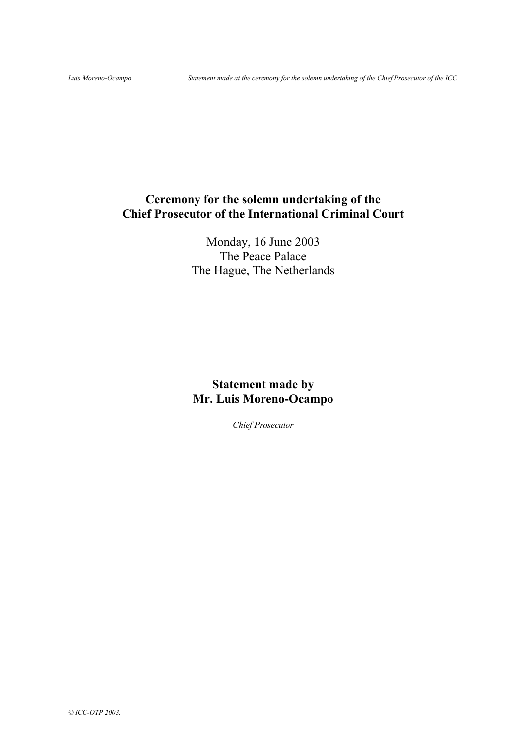# Ceremony for the solemn undertaking of the Chief Prosecutor of the International Criminal Court

Monday, 16 June 2003
The Peace Palace
The Hague, The Netherlands

## Statement made by Mr. Luis Moreno-Ocampo

*Chief Prosecutor*

*© ICC-OTP 2003.*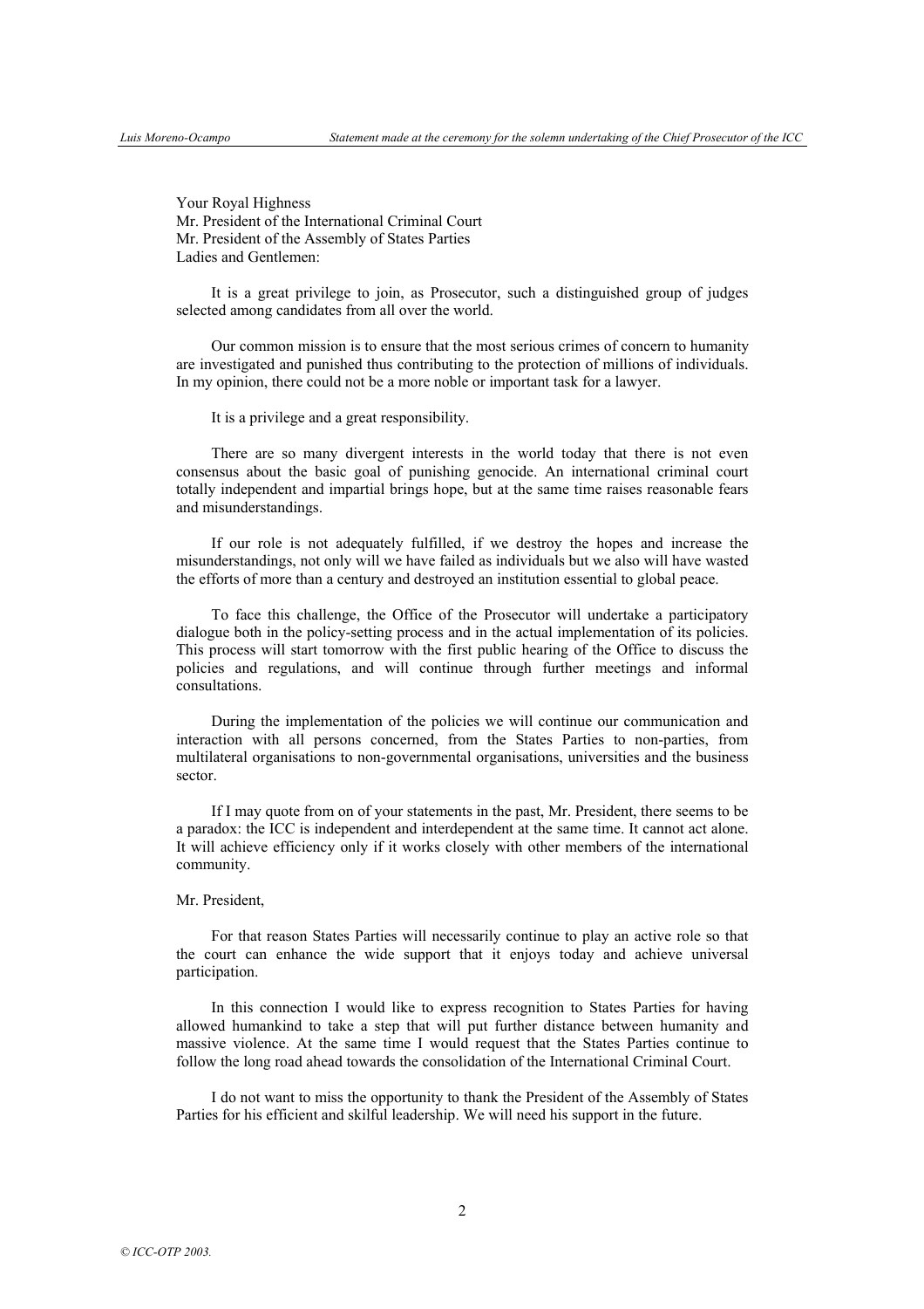Your Royal Highness
Mr. President of the International Criminal Court
Mr. President of the Assembly of States Parties
Ladies and Gentlemen:

It is a great privilege to join, as Prosecutor, such a distinguished group of judges selected among candidates from all over the world.

Our common mission is to ensure that the most serious crimes of concern to humanity are investigated and punished thus contributing to the protection of millions of individuals. In my opinion, there could not be a more noble or important task for a lawyer.

It is a privilege and a great responsibility.

There are so many divergent interests in the world today that there is not even consensus about the basic goal of punishing genocide. An international criminal court totally independent and impartial brings hope, but at the same time raises reasonable fears and misunderstandings.

If our role is not adequately fulfilled, if we destroy the hopes and increase the misunderstandings, not only will we have failed as individuals but we also will have wasted the efforts of more than a century and destroyed an institution essential to global peace.

To face this challenge, the Office of the Prosecutor will undertake a participatory dialogue both in the policy-setting process and in the actual implementation of its policies. This process will start tomorrow with the first public hearing of the Office to discuss the policies and regulations, and will continue through further meetings and informal consultations.

During the implementation of the policies we will continue our communication and interaction with all persons concerned, from the States Parties to non-parties, from multilateral organisations to non-governmental organisations, universities and the business sector.

If I may quote from on of your statements in the past, Mr. President, there seems to be a paradox: the ICC is independent and interdependent at the same time. It cannot act alone. It will achieve efficiency only if it works closely with other members of the international community.

Mr. President,

For that reason States Parties will necessarily continue to play an active role so that the court can enhance the wide support that it enjoys today and achieve universal participation.

In this connection I would like to express recognition to States Parties for having allowed humankind to take a step that will put further distance between humanity and massive violence. At the same time I would request that the States Parties continue to follow the long road ahead towards the consolidation of the International Criminal Court.

I do not want to miss the opportunity to thank the President of the Assembly of States Parties for his efficient and skilful leadership. We will need his support in the future.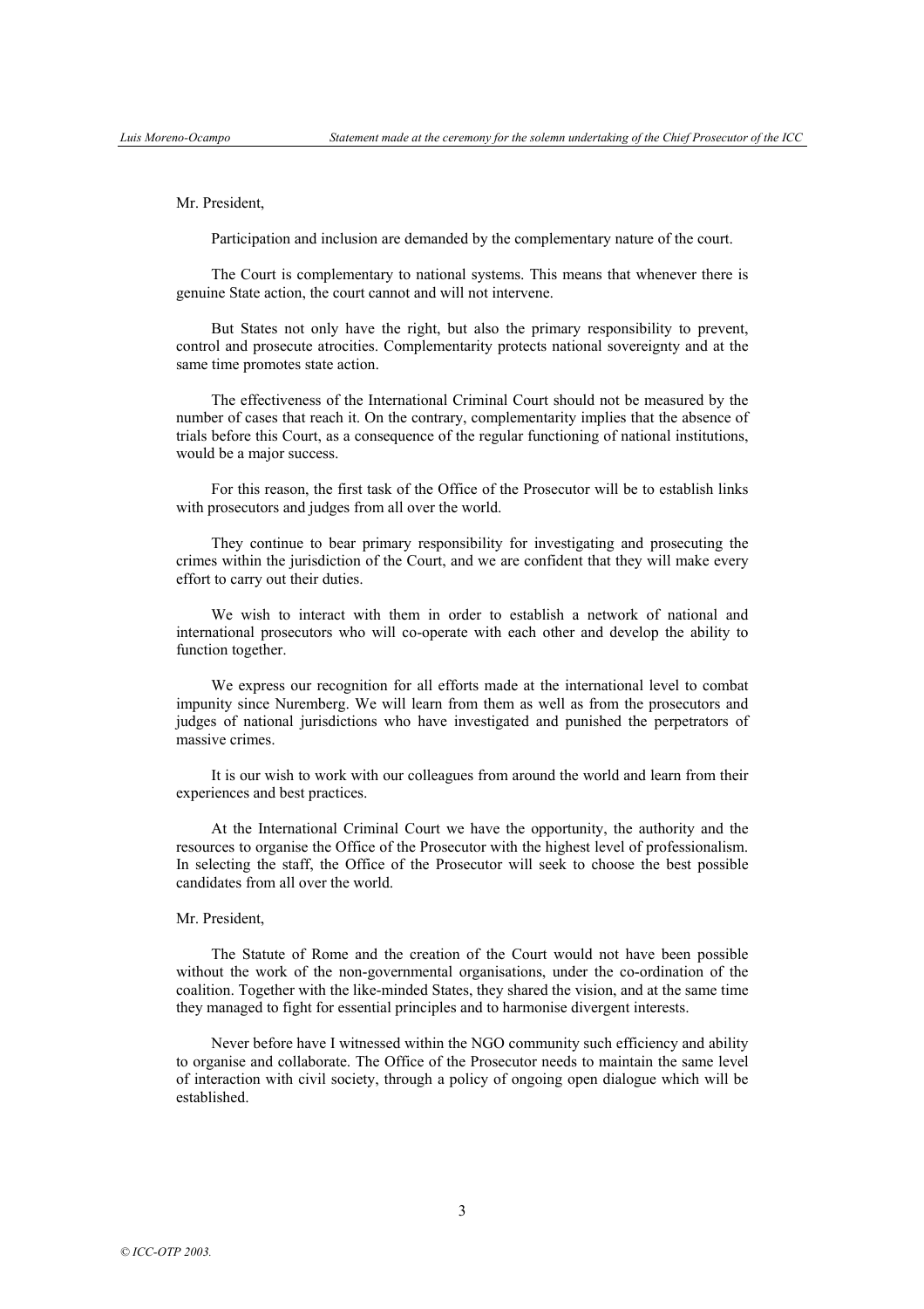Mr. President,

Participation and inclusion are demanded by the complementary nature of the court.

The Court is complementary to national systems. This means that whenever there is genuine State action, the court cannot and will not intervene.

But States not only have the right, but also the primary responsibility to prevent, control and prosecute atrocities. Complementarity protects national sovereignty and at the same time promotes state action.

The effectiveness of the International Criminal Court should not be measured by the number of cases that reach it. On the contrary, complementarity implies that the absence of trials before this Court, as a consequence of the regular functioning of national institutions, would be a major success.

For this reason, the first task of the Office of the Prosecutor will be to establish links with prosecutors and judges from all over the world.

They continue to bear primary responsibility for investigating and prosecuting the crimes within the jurisdiction of the Court, and we are confident that they will make every effort to carry out their duties.

We wish to interact with them in order to establish a network of national and international prosecutors who will co-operate with each other and develop the ability to function together.

We express our recognition for all efforts made at the international level to combat impunity since Nuremberg. We will learn from them as well as from the prosecutors and judges of national jurisdictions who have investigated and punished the perpetrators of massive crimes.

It is our wish to work with our colleagues from around the world and learn from their experiences and best practices.

At the International Criminal Court we have the opportunity, the authority and the resources to organise the Office of the Prosecutor with the highest level of professionalism. In selecting the staff, the Office of the Prosecutor will seek to choose the best possible candidates from all over the world.

Mr. President,

The Statute of Rome and the creation of the Court would not have been possible without the work of the non-governmental organisations, under the co-ordination of the coalition. Together with the like-minded States, they shared the vision, and at the same time they managed to fight for essential principles and to harmonise divergent interests.

Never before have I witnessed within the NGO community such efficiency and ability to organise and collaborate. The Office of the Prosecutor needs to maintain the same level of interaction with civil society, through a policy of ongoing open dialogue which will be established.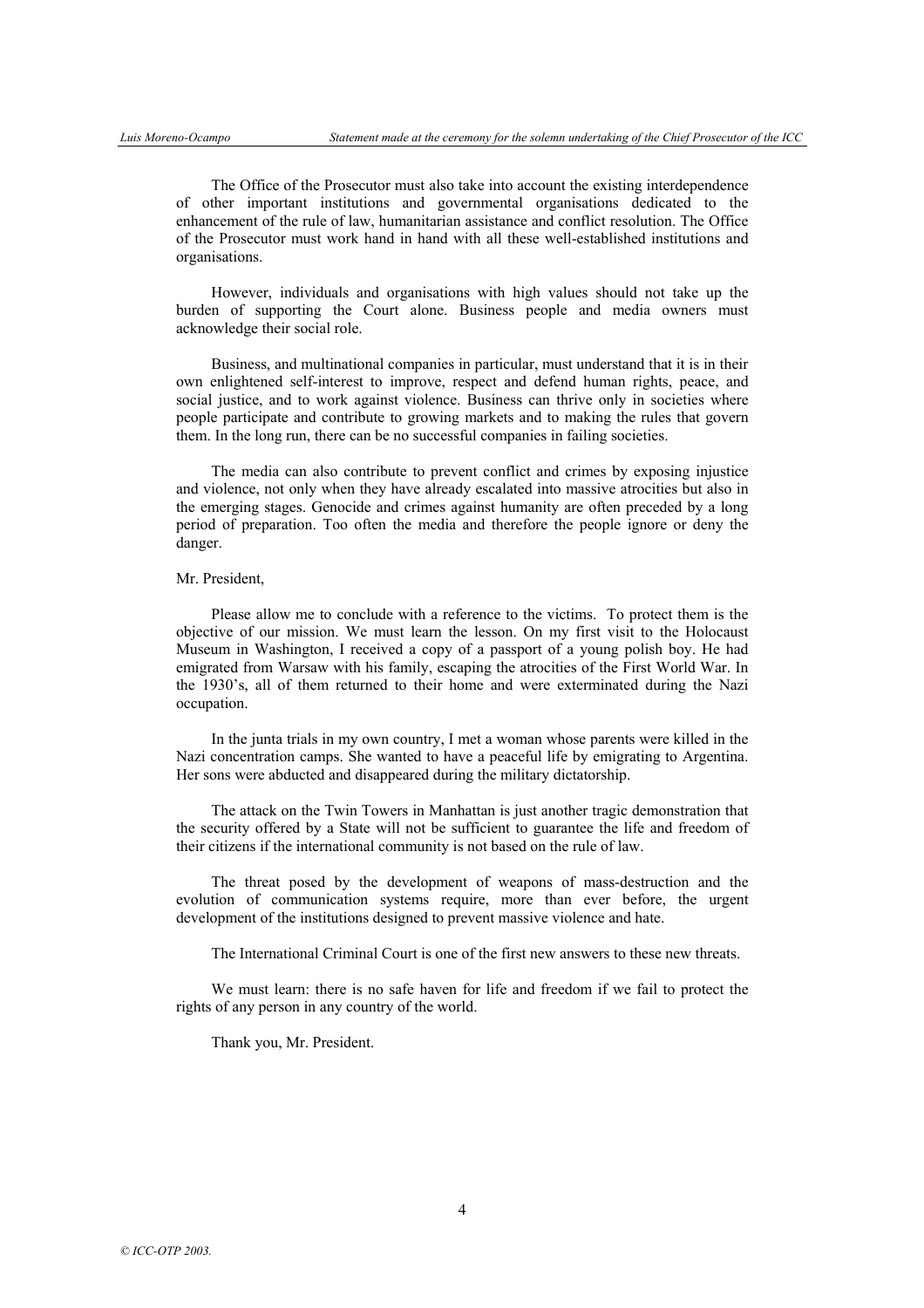The Office of the Prosecutor must also take into account the existing interdependence of other important institutions and governmental organisations dedicated to the enhancement of the rule of law, humanitarian assistance and conflict resolution. The Office of the Prosecutor must work hand in hand with all these well-established institutions and organisations.

However, individuals and organisations with high values should not take up the burden of supporting the Court alone. Business people and media owners must acknowledge their social role.

Business, and multinational companies in particular, must understand that it is in their own enlightened self-interest to improve, respect and defend human rights, peace, and social justice, and to work against violence. Business can thrive only in societies where people participate and contribute to growing markets and to making the rules that govern them. In the long run, there can be no successful companies in failing societies.

The media can also contribute to prevent conflict and crimes by exposing injustice and violence, not only when they have already escalated into massive atrocities but also in the emerging stages. Genocide and crimes against humanity are often preceded by a long period of preparation. Too often the media and therefore the people ignore or deny the danger.

Mr. President,

Please allow me to conclude with a reference to the victims. To protect them is the objective of our mission. We must learn the lesson. On my first visit to the Holocaust Museum in Washington, I received a copy of a passport of a young polish boy. He had emigrated from Warsaw with his family, escaping the atrocities of the First World War. In the 1930's, all of them returned to their home and were exterminated during the Nazi occupation.

In the junta trials in my own country, I met a woman whose parents were killed in the Nazi concentration camps. She wanted to have a peaceful life by emigrating to Argentina. Her sons were abducted and disappeared during the military dictatorship.

The attack on the Twin Towers in Manhattan is just another tragic demonstration that the security offered by a State will not be sufficient to guarantee the life and freedom of their citizens if the international community is not based on the rule of law.

The threat posed by the development of weapons of mass-destruction and the evolution of communication systems require, more than ever before, the urgent development of the institutions designed to prevent massive violence and hate.

The International Criminal Court is one of the first new answers to these new threats.

We must learn: there is no safe haven for life and freedom if we fail to protect the rights of any person in any country of the world.

Thank you, Mr. President.